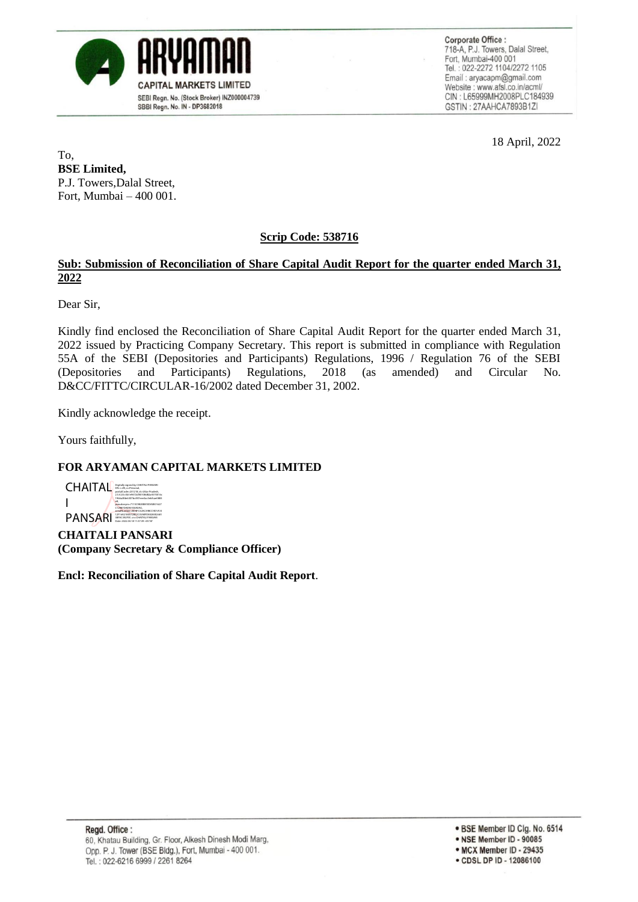**ARYAMAN**
**CAPITAL MARKETS LIMITED**
SEBI Regn. No. (Stock Broker) INZ000004739
SBBI Regn. No. IN - DP3682018

**Corporate Office :**
718-A, P.J. Towers, Dalal Street,
Fort, Mumbai-400 001
Tel. : 022-2272 1104/2272 1105
Email : aryacapm@gmail.com
Website : www.afsl.co.in/acml/
CIN : L65999MH2008PLC184939
GSTIN : 27AAHCA7893B1ZI

18 April, 2022

To,
**BSE Limited,**
P.J. Towers,Dalal Street,
Fort, Mumbai – 400 001.

**Scrip Code: 538716**

**Sub: Submission of Reconciliation of Share Capital Audit Report for the quarter ended March 31, 2022**

Dear Sir,

Kindly find enclosed the Reconciliation of Share Capital Audit Report for the quarter ended March 31, 2022 issued by Practicing Company Secretary. This report is submitted in compliance with Regulation 55A of the SEBI (Depositories and Participants) Regulations, 1996 / Regulation 76 of the SEBI (Depositories and Participants) Regulations, 2018 (as amended) and Circular No. D&CC/FITTC/CIRCULAR-16/2002 dated December 31, 2002.

Kindly acknowledge the receipt.

Yours faithfully,

**FOR ARYAMAN CAPITAL MARKETS LIMITED**

CHAITALI PANSARI

**CHAITALI PANSARI**
**(Company Secretary & Compliance Officer)**

**Encl: Reconciliation of Share Capital Audit Report**.

**Regd. Office :**
60, Khatau Building, Gr. Floor, Alkesh Dinesh Modi Marg,
Opp. P. J. Tower (BSE Bldg.), Fort, Mumbai - 400 001.
Tel. : 022-6216 6999 / 2261 8264

- **BSE Member ID Clg. No. 6514**
- **NSE Member ID - 90085**
- **MCX Member ID - 29435**
- **CDSL DP ID - 12086100**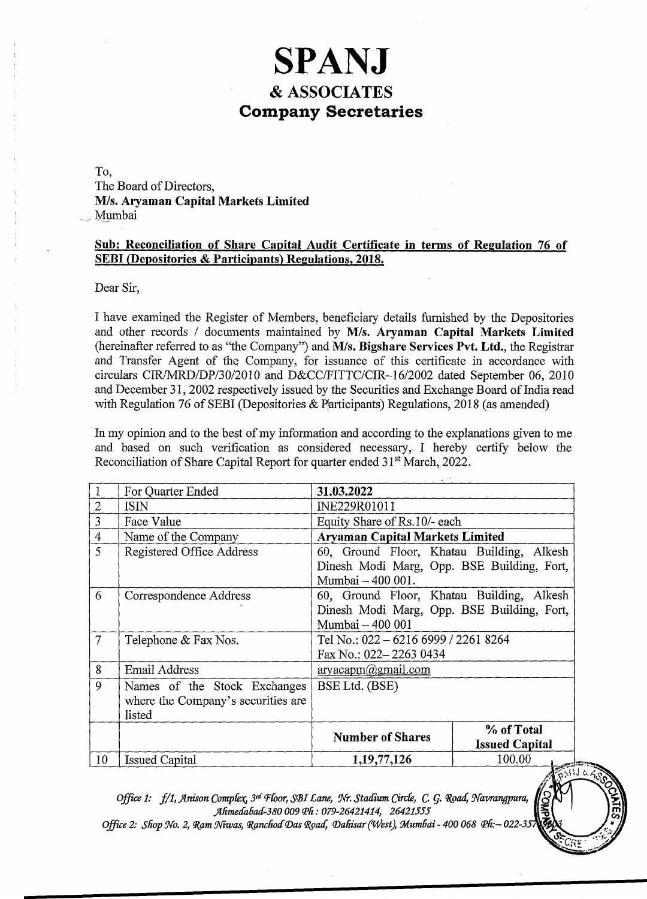# SPANJ

## & ASSOCIATES

## Company Secretaries

To,
The Board of Directors,
**M/s. Aryaman Capital Markets Limited**
Mumbai

**Sub: Reconciliation of Share Capital Audit Certificate in terms of Regulation 76 of SEBI (Depositories & Participants) Regulations, 2018.**

Dear Sir,

I have examined the Register of Members, beneficiary details furnished by the Depositories and other records / documents maintained by **M/s. Aryaman Capital Markets Limited** (hereinafter referred to as "the Company") and **M/s. Bigshare Services Pvt. Ltd.**, the Registrar and Transfer Agent of the Company, for issuance of this certificate in accordance with circulars CIR/MRD/DP/30/2010 and D&CC/FITTC/CIR–16/2002 dated September 06, 2010 and December 31, 2002 respectively issued by the Securities and Exchange Board of India read with Regulation 76 of SEBI (Depositories & Participants) Regulations, 2018 (as amended)

In my opinion and to the best of my information and according to the explanations given to me and based on such verification as considered necessary, I hereby certify below the Reconciliation of Share Capital Report for quarter ended 31st March, 2022.

| | | | |
|---|---|---|---|
| 1 | For Quarter Ended | **31.03.2022** | |
| 2 | ISIN | INE229R01011 | |
| 3 | Face Value | Equity Share of Rs.10/- each | |
| 4 | Name of the Company | **Aryaman Capital Markets Limited** | |
| 5 | Registered Office Address | 60, Ground Floor, Khatau Building, Alkesh Dinesh Modi Marg, Opp. BSE Building, Fort, Mumbai – 400 001. | |
| 6 | Correspondence Address | 60, Ground Floor, Khatau Building, Alkesh Dinesh Modi Marg, Opp. BSE Building, Fort, Mumbai – 400 001 | |
| 7 | Telephone & Fax Nos. | Tel No.: 022 – 6216 6999 / 2261 8264<br>Fax No.: 022– 2263 0434 | |
| 8 | Email Address | aryacapm@gmail.com | |
| 9 | Names of the Stock Exchanges where the Company's securities are listed | BSE Ltd. (BSE) | |
| | | **Number of Shares** | **% of Total Issued Capital** |
| 10 | Issued Capital | **1,19,77,126** | 100.00 |

*Office 1: f/1, Anison Complex, 3rd Floor, SBI Lane, Nr. Stadium Circle, C. G. Road, Navrangpura, Ahmedabad-380 009 Ph : 079-26421414, 26421555*
*Office 2: Shop No. 2, Ram Niwas, Ranchod Das Road, Dahisar (West), Mumbai - 400 068 Ph:– 022-357*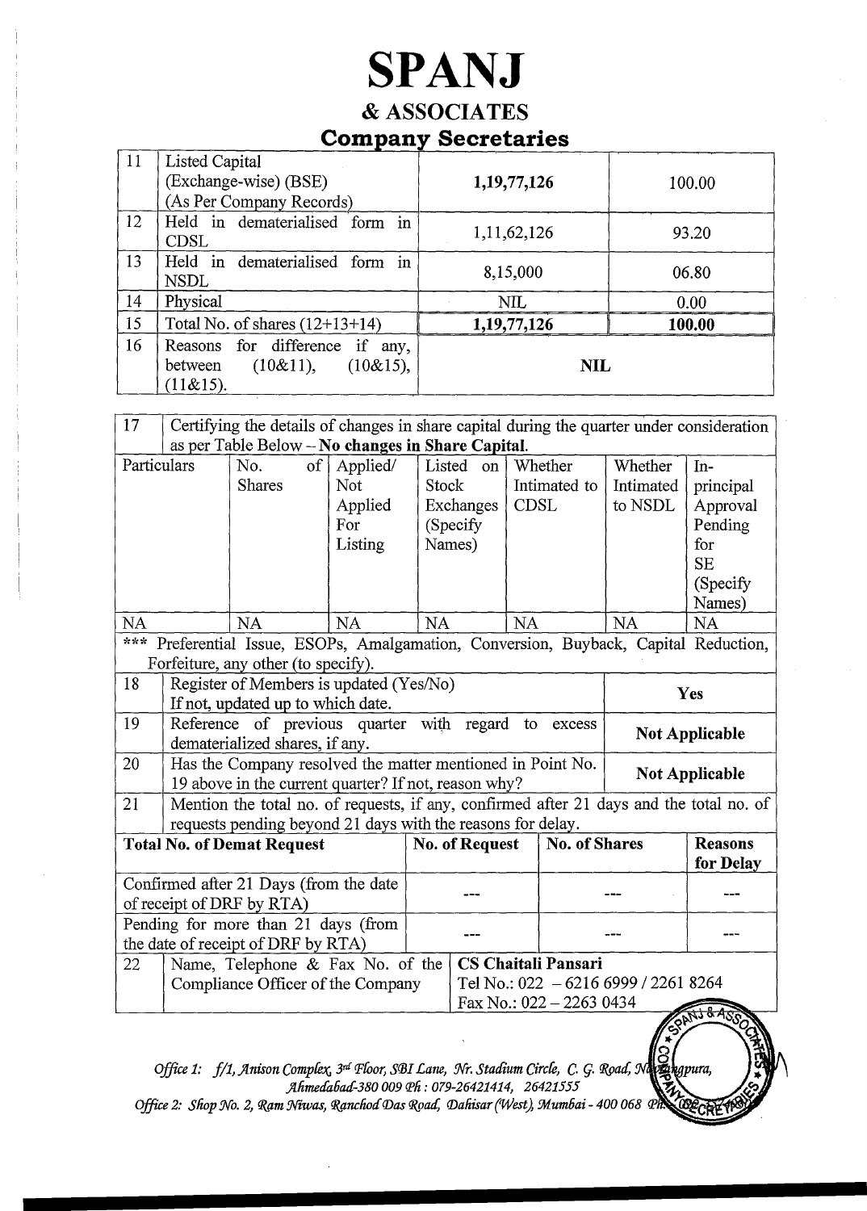# SPANJ

## & ASSOCIATES

### Company Secretaries

| | | | |
|---|---|---|---|
| 11 | Listed Capital (Exchange-wise) (BSE) (As Per Company Records) | **1,19,77,126** | 100.00 |
| 12 | Held in dematerialised form in CDSL | 1,11,62,126 | 93.20 |
| 13 | Held in dematerialised form in NSDL | 8,15,000 | 06.80 |
| 14 | Physical | NIL | 0.00 |
| 15 | Total No. of shares (12+13+14) | **1,19,77,126** | **100.00** |
| 16 | Reasons for difference if any, between (10&11), (10&15), (11&15). | **NIL** | |

17 Certifying the details of changes in share capital during the quarter under consideration as per Table Below – **No changes in Share Capital**.

| Particulars | No. of Shares | Applied/ Not Applied For Listing | Listed on Stock Exchanges (Specify Names) | Whether Intimated to CDSL | Whether Intimated to NSDL | In-principal Approval Pending for SE (Specify Names) |
|---|---|---|---|---|---|---|
| NA | NA | NA | NA | NA | NA | NA |

*** Preferential Issue, ESOPs, Amalgamation, Conversion, Buyback, Capital Reduction, Forfeiture, any other (to specify).

| | | |
|---|---|---|
| 18 | Register of Members is updated (Yes/No) If not, updated up to which date. | **Yes** |
| 19 | Reference of previous quarter with regard to excess dematerialized shares, if any. | **Not Applicable** |
| 20 | Has the Company resolved the matter mentioned in Point No. 19 above in the current quarter? If not, reason why? | **Not Applicable** |

21 Mention the total no. of requests, if any, confirmed after 21 days and the total no. of requests pending beyond 21 days with the reasons for delay.

| **Total No. of Demat Request** | **No. of Request** | **No. of Shares** | **Reasons for Delay** |
|---|---|---|---|
| Confirmed after 21 Days (from the date of receipt of DRF by RTA) | --- | --- | --- |
| Pending for more than 21 days (from the date of receipt of DRF by RTA) | --- | --- | --- |

| | | |
|---|---|---|
| 22 | Name, Telephone & Fax No. of the Compliance Officer of the Company | **CS Chaitali Pansari**<br>Tel No.: 022 – 6216 6999 / 2261 8264<br>Fax No.: 022 – 2263 0434 |

*Office 1: f/1, Anison Complex, 3rd Floor, SBI Lane, Nr. Stadium Circle, C. G. Road, Navrangpura, Ahmedabad-380 009 Ph : 079-26421414, 26421555*
*Office 2: Shop No. 2, Ram Niwas, Ranchod Das Road, Dahisar (West), Mumbai - 400 068 Ph*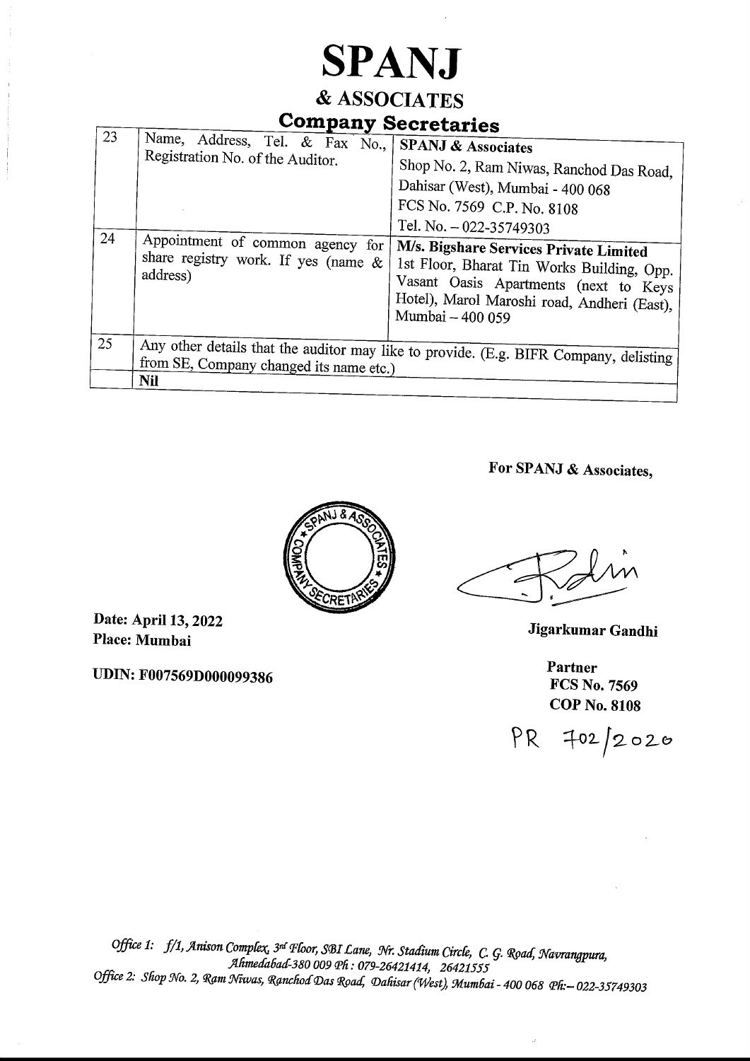# SPANJ

## & ASSOCIATES

### Company Secretaries

| | | |
|---|---|---|
| 23 | Name, Address, Tel. & Fax No., Registration No. of the Auditor. | **SPANJ & Associates**<br>Shop No. 2, Ram Niwas, Ranchod Das Road, Dahisar (West), Mumbai - 400 068<br>FCS No. 7569 C.P. No. 8108<br>Tel. No. – 022-35749303 |
| 24 | Appointment of common agency for share registry work. If yes (name & address) | **M/s. Bigshare Services Private Limited**<br>1st Floor, Bharat Tin Works Building, Opp. Vasant Oasis Apartments (next to Keys Hotel), Marol Maroshi road, Andheri (East), Mumbai – 400 059 |
| 25 | Any other details that the auditor may like to provide. (E.g. BIFR Company, delisting from SE, Company changed its name etc.) | |
| | **Nil** | |

**For SPANJ & Associates,**

**Jigarkumar Gandhi**

**Partner**
**FCS No. 7569**
**COP No. 8108**

PR 702/2020

**Date: April 13, 2022**
**Place: Mumbai**

**UDIN: F007569D000099386**

*Office 1: f/1, Anison Complex, 3rd Floor, SBI Lane, Nr. Stadium Circle, C. G. Road, Navrangpura, Ahmedabad-380 009 Ph : 079-26421414, 26421555*
*Office 2: Shop No. 2, Ram Niwas, Ranchod Das Road, Dahisar (West), Mumbai - 400 068 Ph:– 022-35749303*